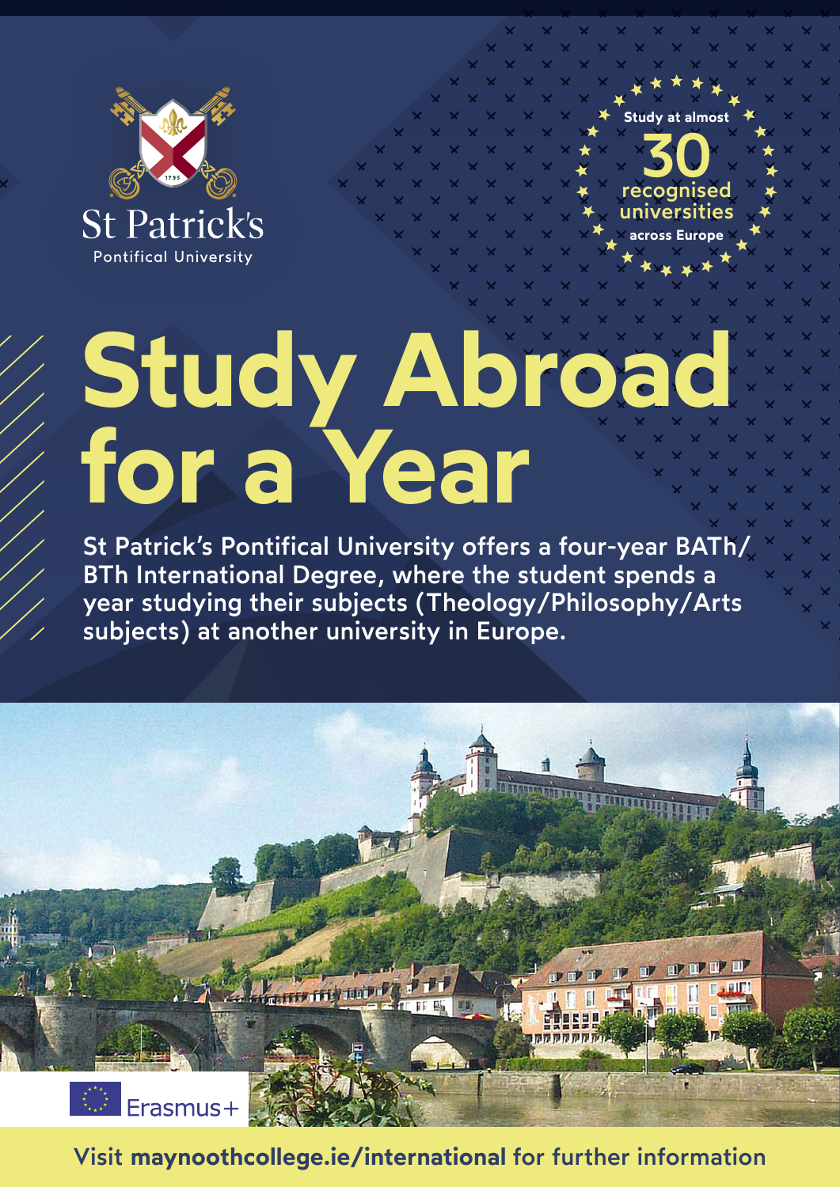St Patrick's
Pontifical University

Study at almost **30** recognised universities across Europe

# Study Abroad for a Year

St Patrick's Pontifical University offers a four-year BATh/BTh International Degree, where the student spends a year studying their subjects (Theology/Philosophy/Arts subjects) at another university in Europe.

Erasmus+

Visit **maynoothcollege.ie/international** for further information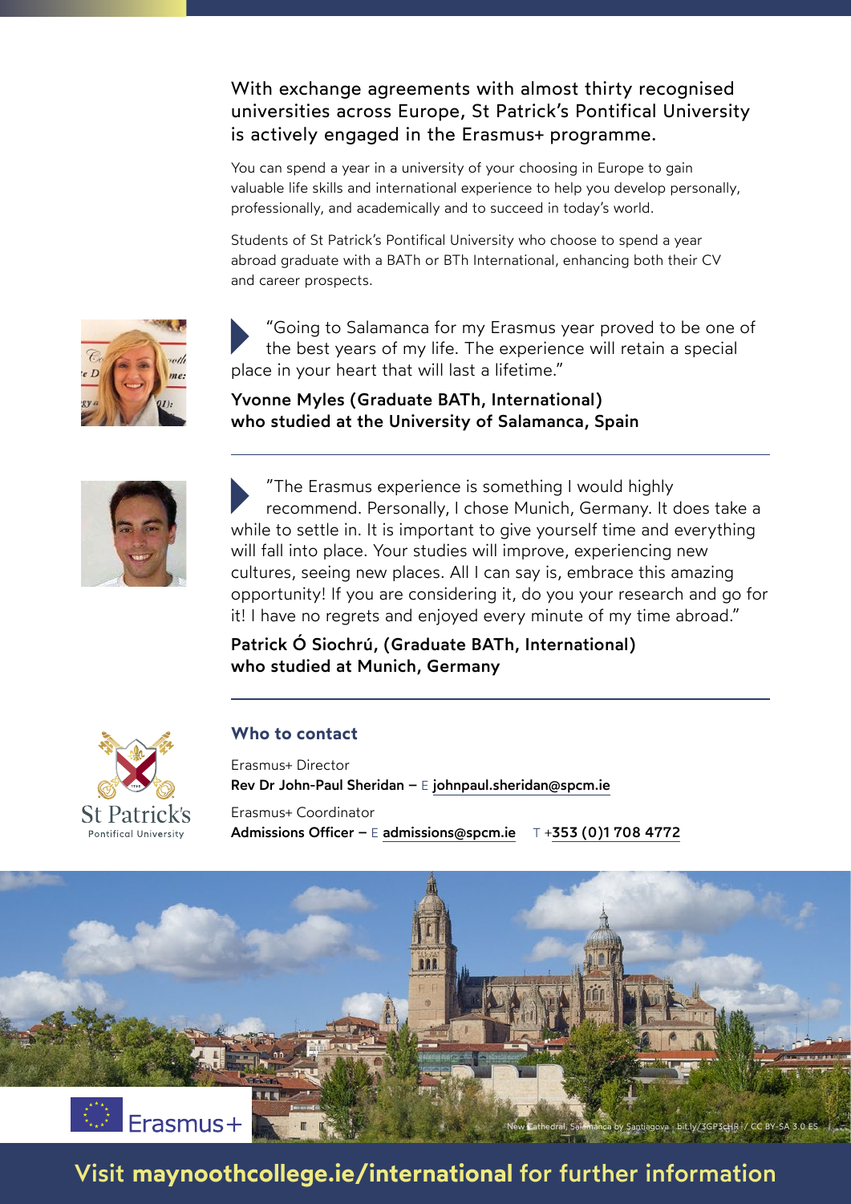With exchange agreements with almost thirty recognised universities across Europe, St Patrick's Pontifical University is actively engaged in the Erasmus+ programme.

You can spend a year in a university of your choosing in Europe to gain valuable life skills and international experience to help you develop personally, professionally, and academically and to succeed in today's world.

Students of St Patrick's Pontifical University who choose to spend a year abroad graduate with a BATh or BTh International, enhancing both their CV and career prospects.

"Going to Salamanca for my Erasmus year proved to be one of the best years of my life. The experience will retain a special place in your heart that will last a lifetime."

**Yvonne Myles (Graduate BATh, International) who studied at the University of Salamanca, Spain**

---

"The Erasmus experience is something I would highly recommend. Personally, I chose Munich, Germany. It does take a while to settle in. It is important to give yourself time and everything will fall into place. Your studies will improve, experiencing new cultures, seeing new places. All I can say is, embrace this amazing opportunity! If you are considering it, do you your research and go for it! I have no regrets and enjoyed every minute of my time abroad."

**Patrick Ó Siochrú, (Graduate BATh, International) who studied at Munich, Germany**

---

St Patrick's Pontifical University

## Who to contact

Erasmus+ Director
**Rev Dr John-Paul Sheridan** – E **johnpaul.sheridan@spcm.ie**

Erasmus+ Coordinator
**Admissions Officer** – E **admissions@spcm.ie** T +**353 (0)1 708 4772**

Erasmus+

New Cathedral, Salamanca by Santiagova · bit.ly/3GP3cHR / CC BY-SA 3.0 ES

Visit **maynoothcollege.ie/international** for further information